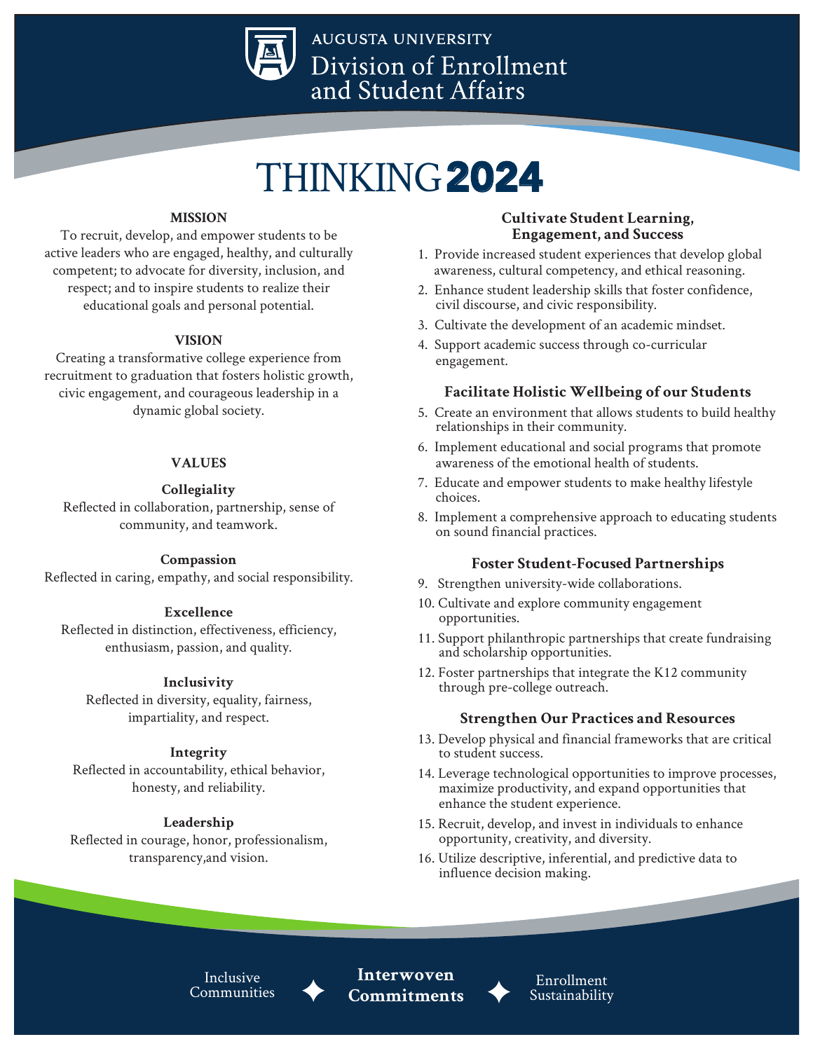AUGUSTA UNIVERSITY

Division of Enrollment and Student Affairs

# THINKING 2024

## MISSION

To recruit, develop, and empower students to be active leaders who are engaged, healthy, and culturally competent; to advocate for diversity, inclusion, and respect; and to inspire students to realize their educational goals and personal potential.

## VISION

Creating a transformative college experience from recruitment to graduation that fosters holistic growth, civic engagement, and courageous leadership in a dynamic global society.

## VALUES

**Collegiality**

Reflected in collaboration, partnership, sense of community, and teamwork.

**Compassion**

Reflected in caring, empathy, and social responsibility.

**Excellence**

Reflected in distinction, effectiveness, efficiency, enthusiasm, passion, and quality.

**Inclusivity**

Reflected in diversity, equality, fairness, impartiality, and respect.

**Integrity**

Reflected in accountability, ethical behavior, honesty, and reliability.

**Leadership**

Reflected in courage, honor, professionalism, transparency,and vision.

### Cultivate Student Learning, Engagement, and Success

1. Provide increased student experiences that develop global awareness, cultural competency, and ethical reasoning.
2. Enhance student leadership skills that foster confidence, civil discourse, and civic responsibility.
3. Cultivate the development of an academic mindset.
4. Support academic success through co-curricular engagement.

### Facilitate Holistic Wellbeing of our Students

5. Create an environment that allows students to build healthy relationships in their community.
6. Implement educational and social programs that promote awareness of the emotional health of students.
7. Educate and empower students to make healthy lifestyle choices.
8. Implement a comprehensive approach to educating students on sound financial practices.

### Foster Student-Focused Partnerships

9. Strengthen university-wide collaborations.
10. Cultivate and explore community engagement opportunities.
11. Support philanthropic partnerships that create fundraising and scholarship opportunities.
12. Foster partnerships that integrate the K12 community through pre-college outreach.

### Strengthen Our Practices and Resources

13. Develop physical and financial frameworks that are critical to student success.
14. Leverage technological opportunities to improve processes, maximize productivity, and expand opportunities that enhance the student experience.
15. Recruit, develop, and invest in individuals to enhance opportunity, creativity, and diversity.
16. Utilize descriptive, inferential, and predictive data to influence decision making.

Inclusive Communities ✦ **Interwoven Commitments** ✦ Enrollment Sustainability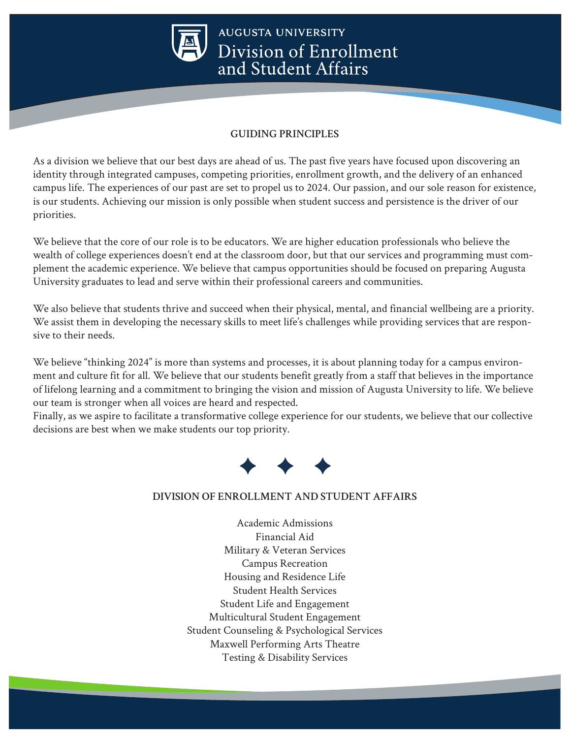AUGUSTA UNIVERSITY
Division of Enrollment and Student Affairs

## GUIDING PRINCIPLES

As a division we believe that our best days are ahead of us. The past five years have focused upon discovering an identity through integrated campuses, competing priorities, enrollment growth, and the delivery of an enhanced campus life. The experiences of our past are set to propel us to 2024. Our passion, and our sole reason for existence, is our students. Achieving our mission is only possible when student success and persistence is the driver of our priorities.

We believe that the core of our role is to be educators. We are higher education professionals who believe the wealth of college experiences doesn't end at the classroom door, but that our services and programming must complement the academic experience. We believe that campus opportunities should be focused on preparing Augusta University graduates to lead and serve within their professional careers and communities.

We also believe that students thrive and succeed when their physical, mental, and financial wellbeing are a priority. We assist them in developing the necessary skills to meet life's challenges while providing services that are responsive to their needs.

We believe "thinking 2024" is more than systems and processes, it is about planning today for a campus environment and culture fit for all. We believe that our students benefit greatly from a staff that believes in the importance of lifelong learning and a commitment to bringing the vision and mission of Augusta University to life. We believe our team is stronger when all voices are heard and respected.

Finally, as we aspire to facilitate a transformative college experience for our students, we believe that our collective decisions are best when we make students our top priority.

✦ ✦ ✦

## DIVISION OF ENROLLMENT AND STUDENT AFFAIRS

Academic Admissions
Financial Aid
Military & Veteran Services
Campus Recreation
Housing and Residence Life
Student Health Services
Student Life and Engagement
Multicultural Student Engagement
Student Counseling & Psychological Services
Maxwell Performing Arts Theatre
Testing & Disability Services